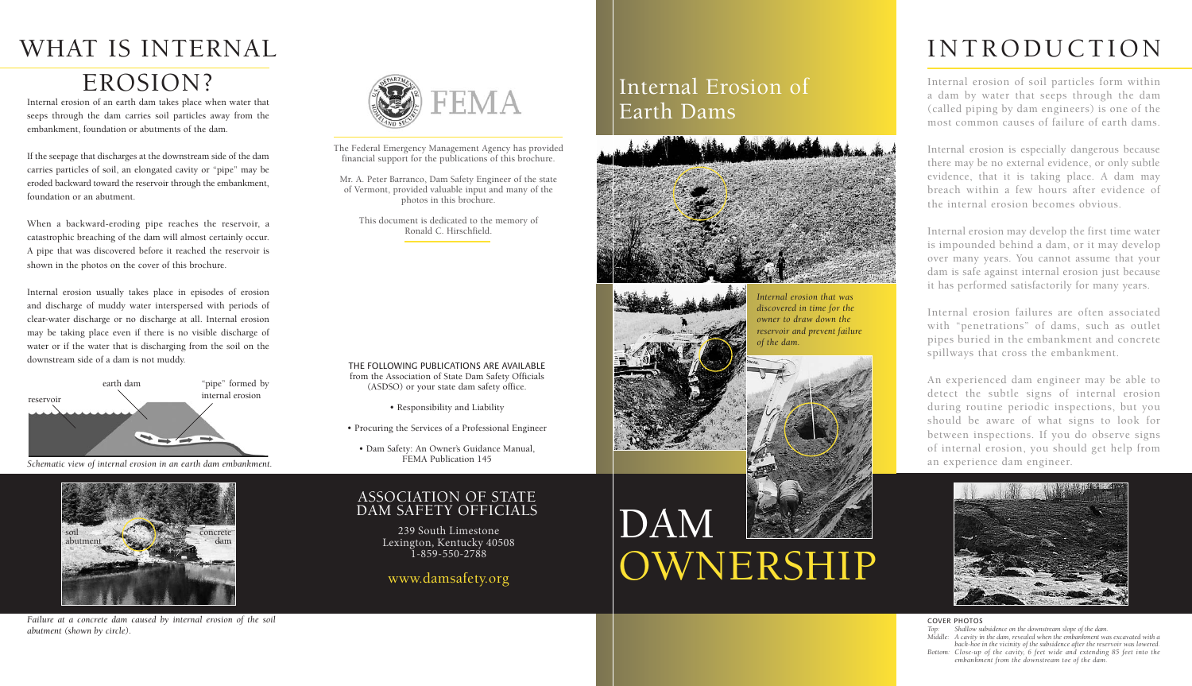# WHAT IS INTERNAL EROSION?

Internal erosion of an earth dam takes place when water that seeps through the dam carries soil particles away from the embankment, foundation or abutments of the dam.

If the seepage that discharges at the downstream side of the dam carries particles of soil, an elongated cavity or "pipe" may be eroded backward toward the reservoir through the embankment, foundation or an abutment.

When a backward-eroding pipe reaches the reservoir, a catastrophic breaching of the dam will almost certainly occur. A pipe that was discovered before it reached the reservoir is shown in the photos on the cover of this brochure.

Internal erosion usually takes place in episodes of erosion and discharge of muddy water interspersed with periods of clear-water discharge or no discharge at all. Internal erosion may be taking place even if there is no visible discharge of water or if the water that is discharging from the soil on the downstream side of a dam is not muddy.

earth dam — reservoir — "pipe" formed by internal erosion

*Schematic view of internal erosion in an earth dam embankment.*

soil abutment — concrete dam

*Failure at a concrete dam caused by internal erosion of the soil abutment (shown by circle).*

FEMA

The Federal Emergency Management Agency has provided financial support for the publications of this brochure.

Mr. A. Peter Barranco, Dam Safety Engineer of the state of Vermont, provided valuable input and many of the photos in this brochure.

This document is dedicated to the memory of Ronald C. Hirschfield.

THE FOLLOWING PUBLICATIONS ARE AVAILABLE from the Association of State Dam Safety Officials (ASDSO) or your state dam safety office.

- Responsibility and Liability
- Procuring the Services of a Professional Engineer
- Dam Safety: An Owner's Guidance Manual, FEMA Publication 145

## ASSOCIATION OF STATE DAM SAFETY OFFICIALS

239 South Limestone
Lexington, Kentucky 40508
1-859-550-2788

www.damsafety.org

# Internal Erosion of Earth Dams

*Internal erosion that was discovered in time for the owner to draw down the reservoir and prevent failure of the dam.*

# DAM OWNERSHIP

# INTRODUCTION

Internal erosion of soil particles form within a dam by water that seeps through the dam (called piping by dam engineers) is one of the most common causes of failure of earth dams.

Internal erosion is especially dangerous because there may be no external evidence, or only subtle evidence, that it is taking place. A dam may breach within a few hours after evidence of the internal erosion becomes obvious.

Internal erosion may develop the first time water is impounded behind a dam, or it may develop over many years. You cannot assume that your dam is safe against internal erosion just because it has performed satisfactorily for many years.

Internal erosion failures are often associated with "penetrations" of dams, such as outlet pipes buried in the embankment and concrete spillways that cross the embankment.

An experienced dam engineer may be able to detect the subtle signs of internal erosion during routine periodic inspections, but you should be aware of what signs to look for between inspections. If you do observe signs of internal erosion, you should get help from an experience dam engineer.

COVER PHOTOS

*Top:* *Shallow subsidence on the downstream slope of the dam.*
*Middle:* *A cavity in the dam, revealed when the embankment was excavated with a back-hoe in the vicinity of the subsidence after the reservoir was lowered.*
*Bottom:* *Close-up of the cavity, 6 feet wide and extending 85 feet into the embankment from the downstream toe of the dam.*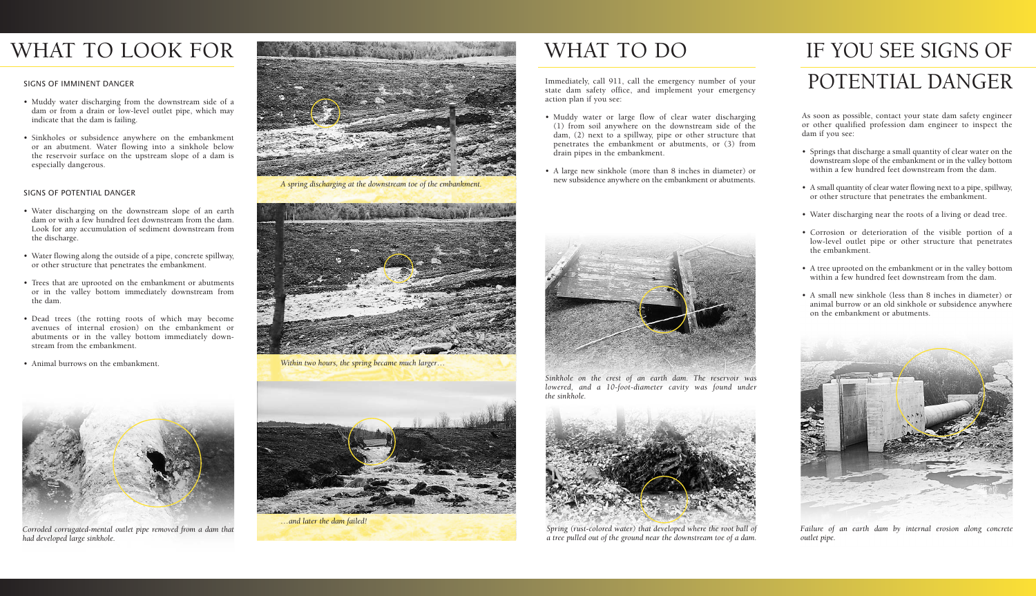# WHAT TO LOOK FOR

## SIGNS OF IMMINENT DANGER

- Muddy water discharging from the downstream side of a dam or from a drain or low-level outlet pipe, which may indicate that the dam is failing.
- Sinkholes or subsidence anywhere on the embankment or an abutment. Water flowing into a sinkhole below the reservoir surface on the upstream slope of a dam is especially dangerous.

## SIGNS OF POTENTIAL DANGER

- Water discharging on the downstream slope of an earth dam or with a few hundred feet downstream from the dam. Look for any accumulation of sediment downstream from the discharge.
- Water flowing along the outside of a pipe, concrete spillway, or other structure that penetrates the embankment.
- Trees that are uprooted on the embankment or abutments or in the valley bottom immediately downstream from the dam.
- Dead trees (the rotting roots of which may become avenues of internal erosion) on the embankment or abutments or in the valley bottom immediately downstream from the embankment.
- Animal burrows on the embankment.

*Corroded corrugated-mental outlet pipe removed from a dam that had developed large sinkhole.*

*A spring discharging at the downstream toe of the embankment.*

*Within two hours, the spring became much larger…*

*…and later the dam failed!*

# WHAT TO DO

Immediately, call 911, call the emergency number of your state dam safety office, and implement your emergency action plan if you see:

- Muddy water or large flow of clear water discharging (1) from soil anywhere on the downstream side of the dam, (2) next to a spillway, pipe or other structure that penetrates the embankment or abutments, or (3) from drain pipes in the embankment.
- A large new sinkhole (more than 8 inches in diameter) or new subsidence anywhere on the embankment or abutments.

*Sinkhole on the crest of an earth dam. The reservoir was lowered, and a 10-foot-diameter cavity was found under the sinkhole.*

*Spring (rust-colored water) that developed where the root ball of a tree pulled out of the ground near the downstream toe of a dam.*

# IF YOU SEE SIGNS OF POTENTIAL DANGER

As soon as possible, contact your state dam safety engineer or other qualified profession dam engineer to inspect the dam if you see:

- Springs that discharge a small quantity of clear water on the downstream slope of the embankment or in the valley bottom within a few hundred feet downstream from the dam.
- A small quantity of clear water flowing next to a pipe, spillway, or other structure that penetrates the embankment.
- Water discharging near the roots of a living or dead tree.
- Corrosion or deterioration of the visible portion of a low-level outlet pipe or other structure that penetrates the embankment.
- A tree uprooted on the embankment or in the valley bottom within a few hundred feet downstream from the dam.
- A small new sinkhole (less than 8 inches in diameter) or animal burrow or an old sinkhole or subsidence anywhere on the embankment or abutments.

*Failure of an earth dam by internal erosion along concrete outlet pipe.*